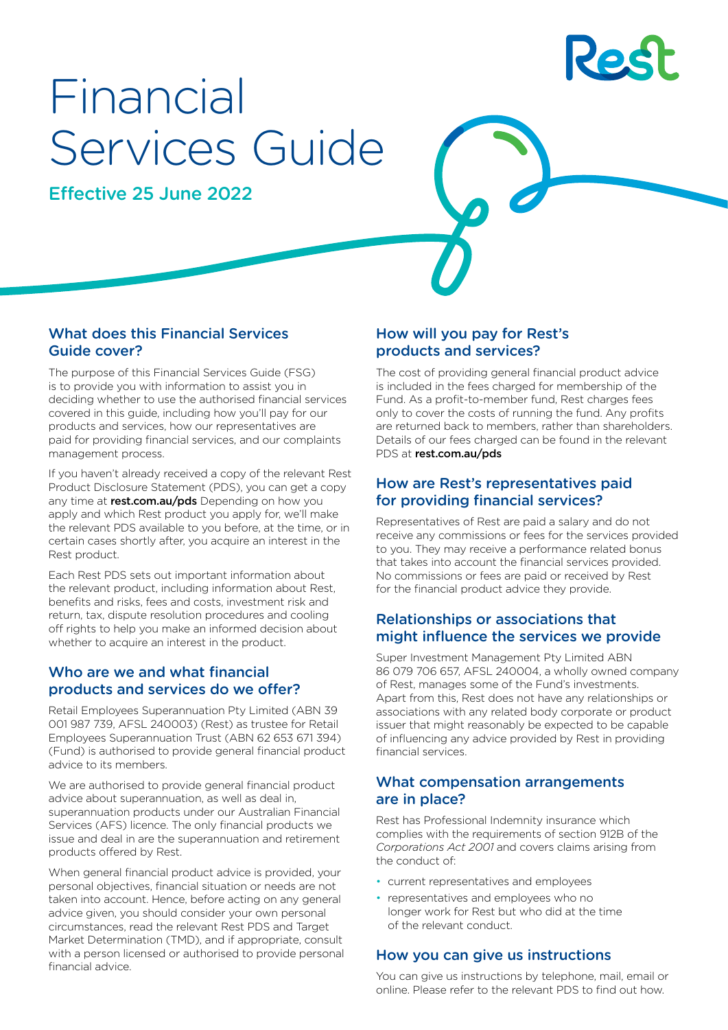# Financial Services Guide

Effective 25 June 2022

## What does this Financial Services Guide cover?

The purpose of this Financial Services Guide (FSG) is to provide you with information to assist you in deciding whether to use the authorised financial services covered in this guide, including how you'll pay for our products and services, how our representatives are paid for providing financial services, and our complaints management process.

If you haven't already received a copy of the relevant Rest Product Disclosure Statement (PDS), you can get a copy any time at **rest.com.au/pds** Depending on how you apply and which Rest product you apply for, we'll make the relevant PDS available to you before, at the time, or in certain cases shortly after, you acquire an interest in the Rest product.

Each Rest PDS sets out important information about the relevant product, including information about Rest, benefits and risks, fees and costs, investment risk and return, tax, dispute resolution procedures and cooling off rights to help you make an informed decision about whether to acquire an interest in the product.

## Who are we and what financial products and services do we offer?

Retail Employees Superannuation Pty Limited (ABN 39 001 987 739, AFSL 240003) (Rest) as trustee for Retail Employees Superannuation Trust (ABN 62 653 671 394) (Fund) is authorised to provide general financial product advice to its members.

We are authorised to provide general financial product advice about superannuation, as well as deal in, superannuation products under our Australian Financial Services (AFS) licence. The only financial products we issue and deal in are the superannuation and retirement products offered by Rest.

When general financial product advice is provided, your personal objectives, financial situation or needs are not taken into account. Hence, before acting on any general advice given, you should consider your own personal circumstances, read the relevant Rest PDS and Target Market Determination (TMD), and if appropriate, consult with a person licensed or authorised to provide personal financial advice.

## How will you pay for Rest's products and services?

The cost of providing general financial product advice is included in the fees charged for membership of the Fund. As a profit-to-member fund, Rest charges fees only to cover the costs of running the fund. Any profits are returned back to members, rather than shareholders. Details of our fees charged can be found in the relevant PDS at **rest.com.au/pds**

## How are Rest's representatives paid for providing financial services?

Representatives of Rest are paid a salary and do not receive any commissions or fees for the services provided to you. They may receive a performance related bonus that takes into account the financial services provided. No commissions or fees are paid or received by Rest for the financial product advice they provide.

## Relationships or associations that might influence the services we provide

Super Investment Management Pty Limited ABN 86 079 706 657, AFSL 240004, a wholly owned company of Rest, manages some of the Fund's investments. Apart from this, Rest does not have any relationships or associations with any related body corporate or product issuer that might reasonably be expected to be capable of influencing any advice provided by Rest in providing financial services.

## What compensation arrangements are in place?

Rest has Professional Indemnity insurance which complies with the requirements of section 912B of the *Corporations Act 2001* and covers claims arising from the conduct of:

- current representatives and employees
- representatives and employees who no longer work for Rest but who did at the time of the relevant conduct.

## How you can give us instructions

You can give us instructions by telephone, mail, email or online. Please refer to the relevant PDS to find out how.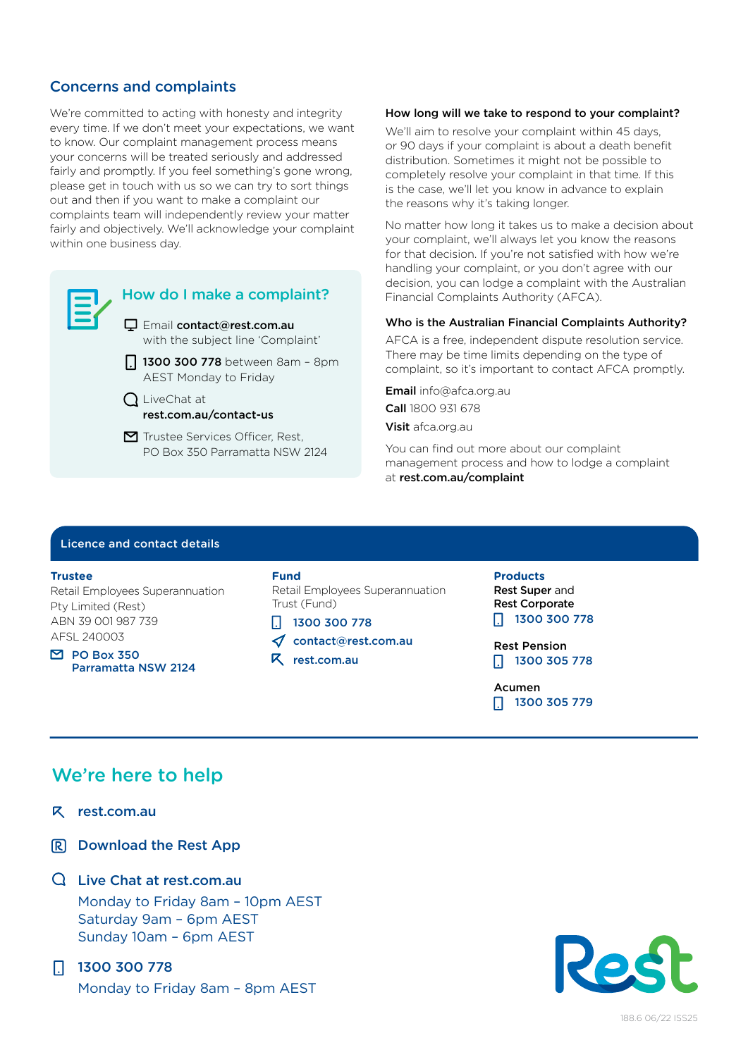## Concerns and complaints

We're committed to acting with honesty and integrity every time. If we don't meet your expectations, we want to know. Our complaint management process means your concerns will be treated seriously and addressed fairly and promptly. If you feel something's gone wrong, please get in touch with us so we can try to sort things out and then if you want to make a complaint our complaints team will independently review your matter fairly and objectively. We'll acknowledge your complaint within one business day.

### How do I make a complaint?

- Email **contact@rest.com.au** with the subject line 'Complaint'
- **1300 300 778** between 8am – 8pm AEST Monday to Friday
- LiveChat at **rest.com.au/contact-us**
- Trustee Services Officer, Rest, PO Box 350 Parramatta NSW 2124

**How long will we take to respond to your complaint?**

We'll aim to resolve your complaint within 45 days, or 90 days if your complaint is about a death benefit distribution. Sometimes it might not be possible to completely resolve your complaint in that time. If this is the case, we'll let you know in advance to explain the reasons why it's taking longer.

No matter how long it takes us to make a decision about your complaint, we'll always let you know the reasons for that decision. If you're not satisfied with how we're handling your complaint, or you don't agree with our decision, you can lodge a complaint with the Australian Financial Complaints Authority (AFCA).

**Who is the Australian Financial Complaints Authority?**

AFCA is a free, independent dispute resolution service. There may be time limits depending on the type of complaint, so it's important to contact AFCA promptly.

**Email** info@afca.org.au
**Call** 1800 931 678
**Visit** afca.org.au

You can find out more about our complaint management process and how to lodge a complaint at **rest.com.au/complaint**

### Licence and contact details

**Trustee**
Retail Employees Superannuation Pty Limited (Rest)
ABN 39 001 987 739
AFSL 240003
**PO Box 350 Parramatta NSW 2124**

**Fund**
Retail Employees Superannuation Trust (Fund)
**1300 300 778**
**contact@rest.com.au**
**rest.com.au**

**Products**
**Rest Super** and **Rest Corporate**
**1300 300 778**

**Rest Pension**
**1300 305 778**

**Acumen**
**1300 305 779**

## We're here to help

**rest.com.au**

**Download the Rest App**

**Live Chat at rest.com.au**
Monday to Friday 8am – 10pm AEST
Saturday 9am – 6pm AEST
Sunday 10am – 6pm AEST

**1300 300 778**
Monday to Friday 8am – 8pm AEST

188.6 06/22 ISS25